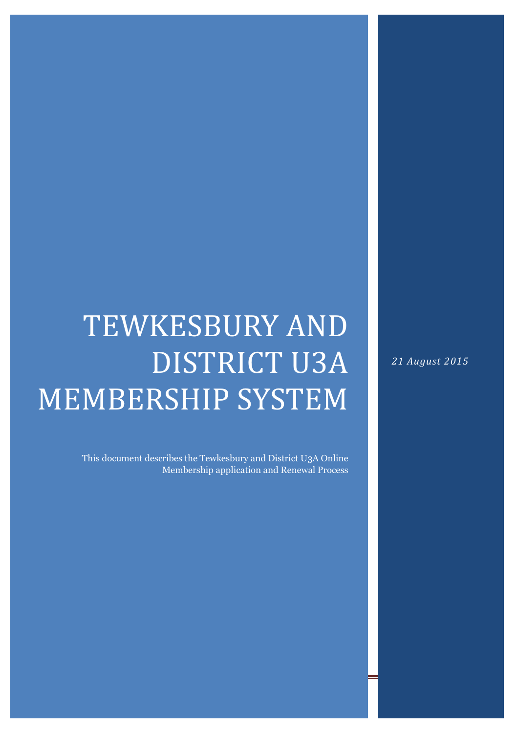# TEWKESBURY AND DISTRICT U3A MEMBERSHIP SYSTEM

This document describes the Tewkesbury and District U3A Online Membership application and Renewal Process

*21 August 2015*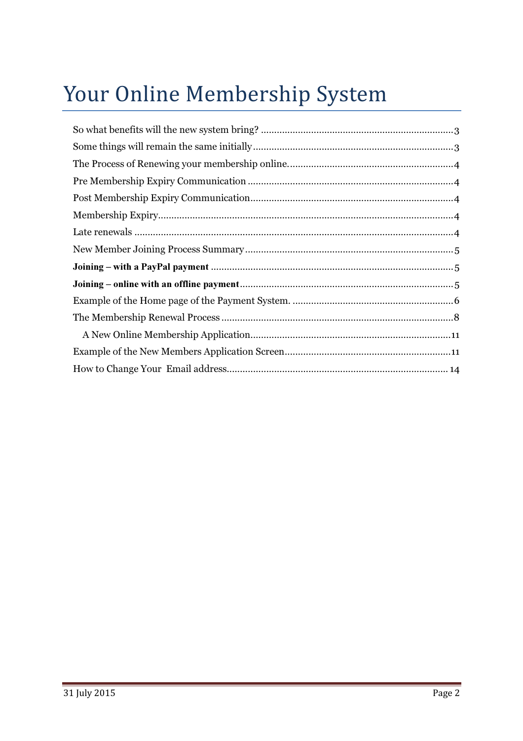# Your Online Membership System

So what benefits will the new system bring? .......................................................................3

Some things will remain the same initially ...........................................................................3

The Process of Renewing your membership online.............................................................4

Pre Membership Expiry Communication ............................................................................4

Post Membership Expiry Communication...........................................................................4

Membership Expiry..............................................................................................................4

Late renewals .......................................................................................................................4

New Member Joining Process Summary..............................................................................5

**Joining – with a PayPal payment** ...........................................................................................5

**Joining – online with an offline payment**................................................................................5

Example of the Home page of the Payment System. ............................................................6

The Membership Renewal Process .......................................................................................8

A New Online Membership Application...........................................................................11

Example of the New Members Application Screen..............................................................11

How to Change Your Email address.................................................................................. 14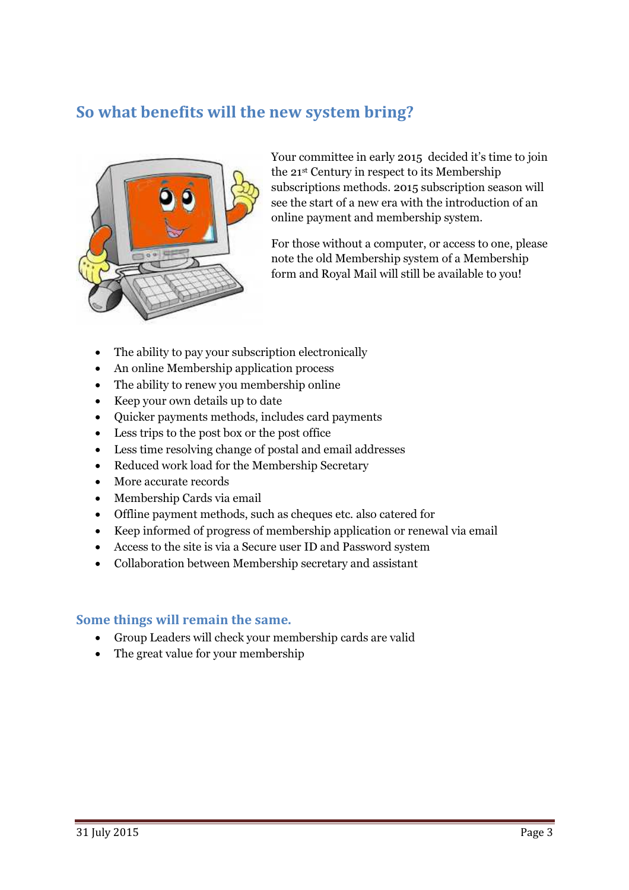## So what benefits will the new system bring?

Your committee in early 2015 decided it's time to join the 21st Century in respect to its Membership subscriptions methods. 2015 subscription season will see the start of a new era with the introduction of an online payment and membership system.

For those without a computer, or access to one, please note the old Membership system of a Membership form and Royal Mail will still be available to you!

- The ability to pay your subscription electronically
- An online Membership application process
- The ability to renew you membership online
- Keep your own details up to date
- Quicker payments methods, includes card payments
- Less trips to the post box or the post office
- Less time resolving change of postal and email addresses
- Reduced work load for the Membership Secretary
- More accurate records
- Membership Cards via email
- Offline payment methods, such as cheques etc. also catered for
- Keep informed of progress of membership application or renewal via email
- Access to the site is via a Secure user ID and Password system
- Collaboration between Membership secretary and assistant

### Some things will remain the same.

- Group Leaders will check your membership cards are valid
- The great value for your membership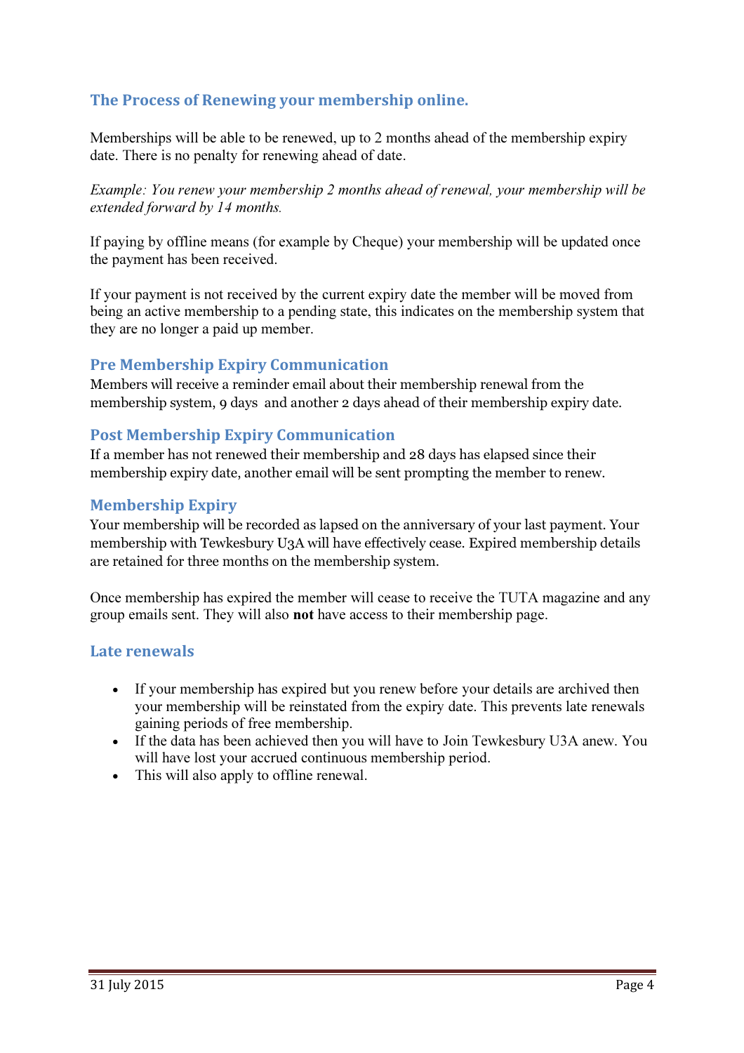## The Process of Renewing your membership online.

Memberships will be able to be renewed, up to 2 months ahead of the membership expiry date. There is no penalty for renewing ahead of date.

*Example: You renew your membership 2 months ahead of renewal, your membership will be extended forward by 14 months.*

If paying by offline means (for example by Cheque) your membership will be updated once the payment has been received.

If your payment is not received by the current expiry date the member will be moved from being an active membership to a pending state, this indicates on the membership system that they are no longer a paid up member.

### Pre Membership Expiry Communication

Members will receive a reminder email about their membership renewal from the membership system, 9 days and another 2 days ahead of their membership expiry date.

### Post Membership Expiry Communication

If a member has not renewed their membership and 28 days has elapsed since their membership expiry date, another email will be sent prompting the member to renew.

### Membership Expiry

Your membership will be recorded as lapsed on the anniversary of your last payment. Your membership with Tewkesbury U3A will have effectively cease. Expired membership details are retained for three months on the membership system.

Once membership has expired the member will cease to receive the TUTA magazine and any group emails sent. They will also **not** have access to their membership page.

### Late renewals

- If your membership has expired but you renew before your details are archived then your membership will be reinstated from the expiry date. This prevents late renewals gaining periods of free membership.
- If the data has been achieved then you will have to Join Tewkesbury U3A anew. You will have lost your accrued continuous membership period.
- This will also apply to offline renewal.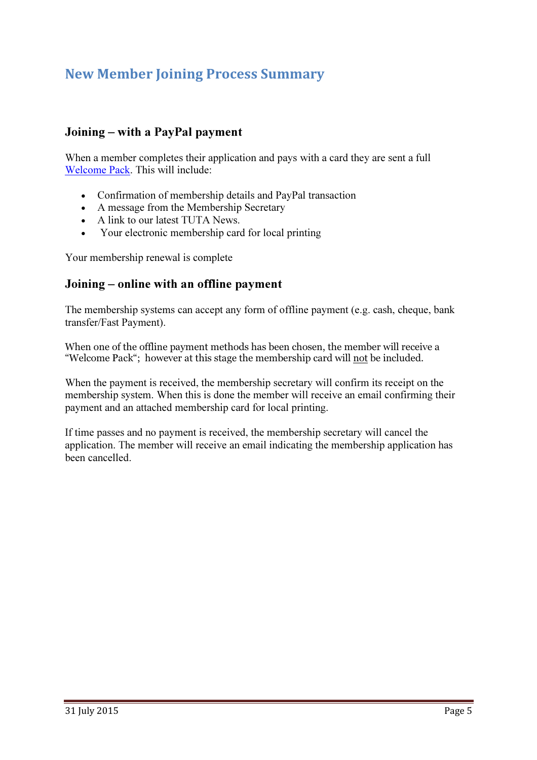## New Member Joining Process Summary

### Joining – with a PayPal payment

When a member completes their application and pays with a card they are sent a full Welcome Pack. This will include:

- Confirmation of membership details and PayPal transaction
- A message from the Membership Secretary
- A link to our latest TUTA News.
- Your electronic membership card for local printing

Your membership renewal is complete

### Joining – online with an offline payment

The membership systems can accept any form of offline payment (e.g. cash, cheque, bank transfer/Fast Payment).

When one of the offline payment methods has been chosen, the member will receive a "Welcome Pack"; however at this stage the membership card will not be included.

When the payment is received, the membership secretary will confirm its receipt on the membership system. When this is done the member will receive an email confirming their payment and an attached membership card for local printing.

If time passes and no payment is received, the membership secretary will cancel the application. The member will receive an email indicating the membership application has been cancelled.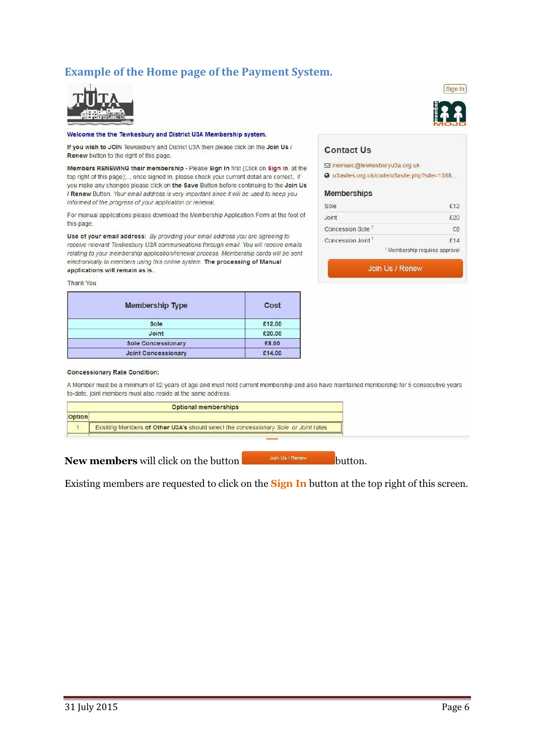## Example of the Home page of the Payment System.

Sign In

**Welcome the the Tewkesbury and District U3A Membership system.**

**If you wish to JOIN** Tewkesbury and District U3A then please click on the **Join Us / Renew** button to the right of this page.

**Members RENEWING their membership** - Please **Sign In** first (Click on **Sign In**, at the top right of this page);.., once signed in, please check your current detail are correct, if you make any changes please click on **the Save** Button before continuing to the **Join Us / Renew** Button. *Your email address is very important since it will be used to keep you informed of the progress of your application or renewal.*

For manual applications please download the Membership Application Form at the foot of this page.

**Use of your email address:** *By providing your email address you are agreeing to receive relevant Tewkesbury U3A communications through email. You will receive emails relating to your membership application/renewal process. Membership cards will be sent electronically to members using this online system.* **The processing of Manual applications will remain as is.**

Thank You

| Membership Type | Cost |
|---|---|
| Sole | £12.00 |
| Joint | £20.00 |
| Sole Concessionary | £8.00 |
| Joint Concessionary | £14.00 |

**Concessionary Rate Condition:**

A Member must be a minimum of 82 years of age and must hold current membership and also have maintained membership for 5 consecutive years to-date, joint members must also reside at the same address.

| Optional memberships | |
|---|---|
| Option | |
| 1 | Exisiting Members **of Other U3A's** should select the *concessionary Sole or Joint rates* |

### Contact Us

memsec@tewkesburyu3a.org.uk

u3asites.org.uk/code/u3asite.php?site=138&...

### Memberships

| | |
|---|---|
| Sole | £12 |
| Joint | £20 |
| Concession Sole [1] | £8 |
| Concession Joint [1] | £14 |

[1] Membership requires approval

Join Us / Renew

**New members** will click on the button Join Us / Renew button.

Existing members are requested to click on the **Sign In** button at the top right of this screen.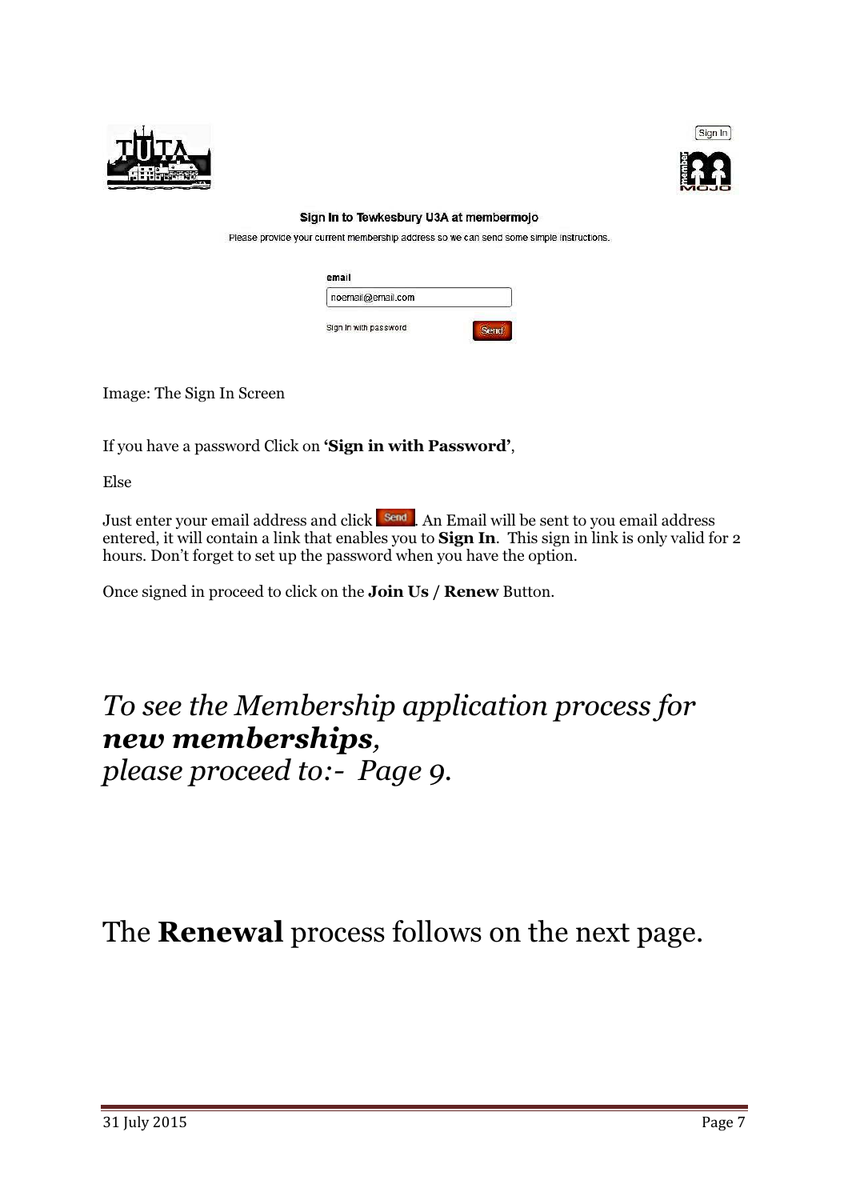Sign In

Sign In to Tewkesbury U3A at membermojo

Please provide your current membership address so we can send some simple instructions.

email

noemail@email.com

Sign in with password Send

Image: The Sign In Screen

If you have a password Click on **'Sign in with Password'**,

Else

Just enter your email address and click Send. An Email will be sent to you email address entered, it will contain a link that enables you to **Sign In**. This sign in link is only valid for 2 hours. Don't forget to set up the password when you have the option.

Once signed in proceed to click on the **Join Us / Renew** Button.

## *To see the Membership application process for **new memberships**, please proceed to:- Page 9.*

## The **Renewal** process follows on the next page.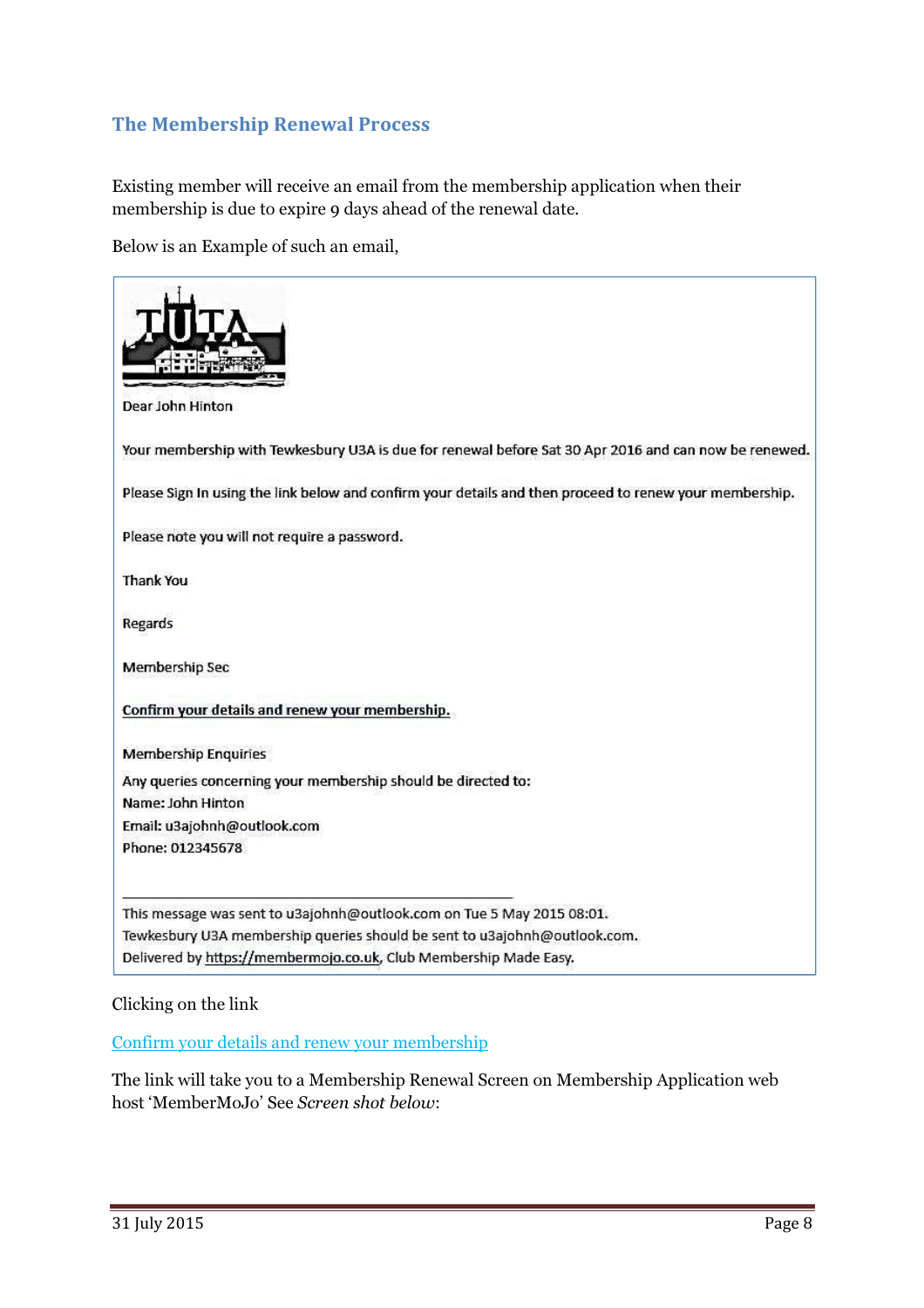## The Membership Renewal Process

Existing member will receive an email from the membership application when their membership is due to expire 9 days ahead of the renewal date.

Below is an Example of such an email,

> TUTA
>
> Dear John Hinton
>
> Your membership with Tewkesbury U3A is due for renewal before Sat 30 Apr 2016 and can now be renewed.
>
> Please Sign In using the link below and confirm your details and then proceed to renew your membership.
>
> Please note you will not require a password.
>
> Thank You
>
> Regards
>
> Membership Sec
>
> **Confirm your details and renew your membership.**
>
> Membership Enquiries
>
> Any queries concerning your membership should be directed to:
> Name: John Hinton
> Email: u3ajohnh@outlook.com
> Phone: 012345678
>
> ---
>
> This message was sent to u3ajohnh@outlook.com on Tue 5 May 2015 08:01.
> Tewkesbury U3A membership queries should be sent to u3ajohnh@outlook.com.
> Delivered by https://membermojo.co.uk, Club Membership Made Easy.

Clicking on the link

Confirm your details and renew your membership

The link will take you to a Membership Renewal Screen on Membership Application web host 'MemberMoJo' See *Screen shot below*: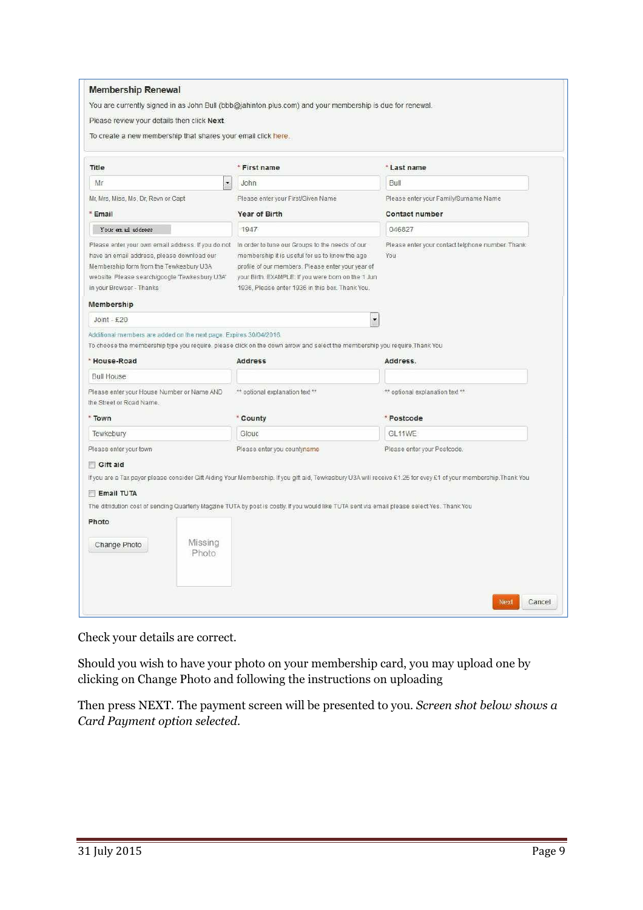**Membership Renewal**

You are currently signed in as John Bull (bbb@jahinton.plus.com) and your membership is due for renewal.

Please review your details then click **Next**.

To create a new membership that shares your email click here.

| Title | * First name | * Last name |
|---|---|---|
| Mr | John | Bull |
| Mr, Mrs, Miss, Ms, Dr, Revn or Capt | Please enter your First/Given Name | Please enter your Family/Surname Name |
| **\* Email** | **Year of Birth** | **Contact number** |
| Your email address | 1947 | 046827 |
| Please enter your own email address. If you do not have an email address, please download our Membership form from the Tewkesbury U3A website. Please search/google 'Tewkesbury U3A' in your Browser - Thanks | In order to tune our Groups to the needs of our membership it is useful for us to know the age profile of our members. Please enter your year of your Birth. EXAMPLE: If you were born on the 1 Jun 1936, Please enter 1936 in this box. Thank You. | Please enter your contact telphone number. Thank You |

**Membership**

Joint - £20

Additional members are added on the next page. Expires 30/04/2016.

To choose the membership type you require, please click on the down arrow and select the membership you require. Thank You

| * House-Road | Address | Address. |
|---|---|---|
| Bull House | | |
| Please enter your House Number or Name AND the Street or Road Name. | ** optional explanation text ** | ** optional explanation text ** |
| **\* Town** | **\* County** | **\* Postcode** |
| Tewkebury | Glouc | GL11WE |
| Please enter your town | Please enter you countyname | Please enter your Postcode. |

☐ **Gift aid**

If you are a Tax payer please consider Gift Aiding Your Membership. If you gift aid, Tewkesbury U3A will receive £1.25 for evey £1 of your membership.Thank You

☐ **Email TUTA**

The ditridution cost of sending Quarterly Magzine TUTA by post is costly. If you would like TUTA sent via email please select Yes. Thank You

**Photo**

Change Photo | Missing Photo

Next | Cancel

Check your details are correct.

Should you wish to have your photo on your membership card, you may upload one by clicking on Change Photo and following the instructions on uploading

Then press NEXT. The payment screen will be presented to you. *Screen shot below shows a Card Payment option selected.*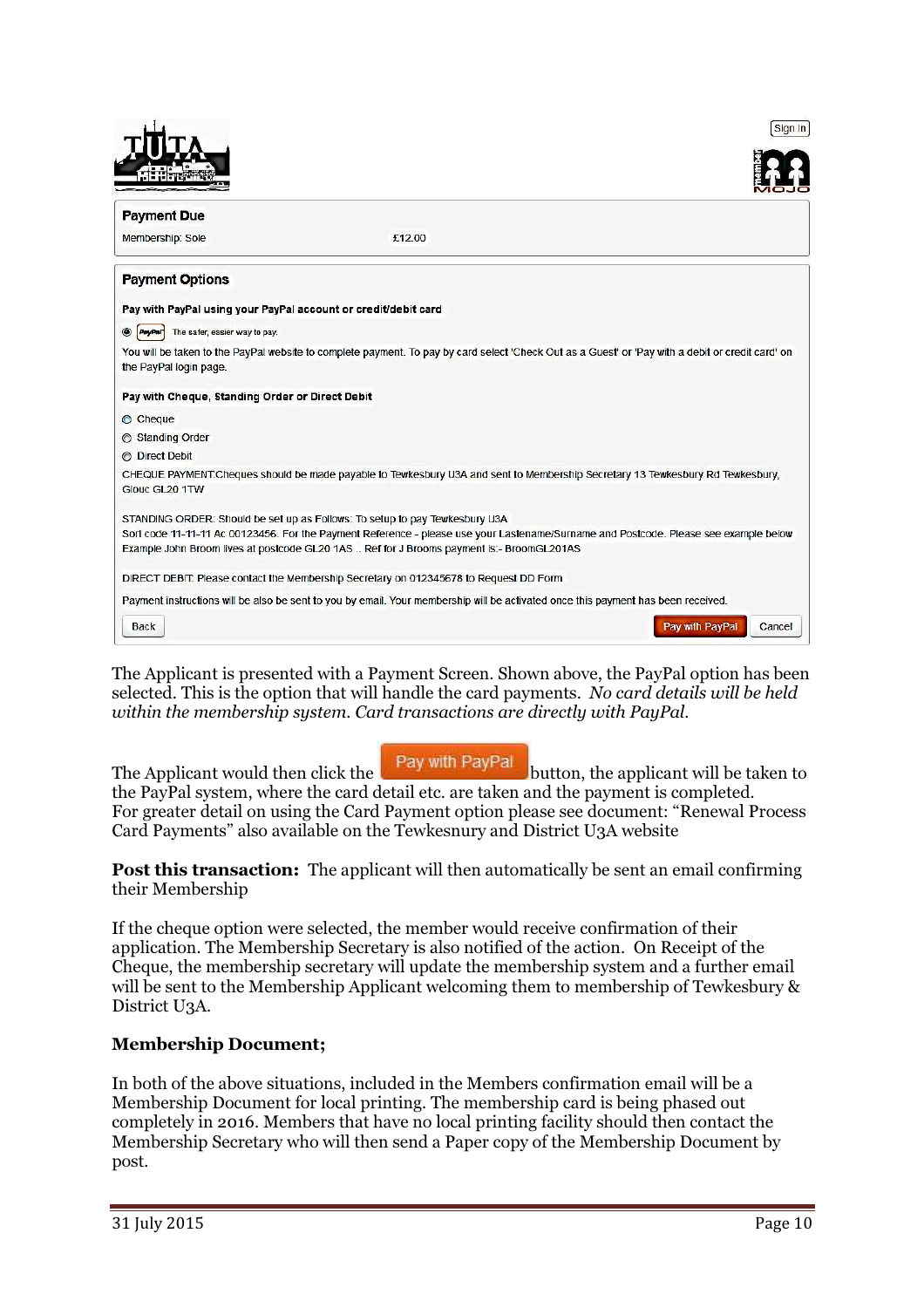Sign In

**Payment Due**

Membership: Sole £12.00

**Payment Options**

**Pay with PayPal using your PayPal account or credit/debit card**

◉ PayPal The safer, easier way to pay.

You will be taken to the PayPal website to complete payment. To pay by card select 'Check Out as a Guest' or 'Pay with a debit or credit card' on the PayPal login page.

**Pay with Cheque, Standing Order or Direct Debit**

- ○ Cheque
- ○ Standing Order
- ○ Direct Debit

CHEQUE PAYMENT:Cheques should be made payable to Tewkesbury U3A and sent to Membership Secretary 13 Tewkesbury Rd Tewkesbury, Glouc GL20 1TW

STANDING ORDER: Should be set up as Follows: To setup to pay Tewkesbury U3A
Sort code 11-11-11 Ac 00123456. For the Payment Reference - please use your Lastename/Surname and Postcode. Please see example below
Example John Broom lives at postcode GL20 1AS .. Ref for J Brooms payment is:- BroomGL201AS

DIRECT DEBIT: Please contact the Membership Secretary on 012345678 to Request DD Form

Payment instructions will be also be sent to you by email. Your membership will be activated once this payment has been received.

Back | Pay with PayPal | Cancel

The Applicant is presented with a Payment Screen. Shown above, the PayPal option has been selected. This is the option that will handle the card payments. *No card details will be held within the membership system. Card transactions are directly with PayPal.*

The Applicant would then click the Pay with PayPal button, the applicant will be taken to the PayPal system, where the card detail etc. are taken and the payment is completed. For greater detail on using the Card Payment option please see document: "Renewal Process Card Payments" also available on the Tewkesnury and District U3A website

**Post this transaction:** The applicant will then automatically be sent an email confirming their Membership

If the cheque option were selected, the member would receive confirmation of their application. The Membership Secretary is also notified of the action. On Receipt of the Cheque, the membership secretary will update the membership system and a further email will be sent to the Membership Applicant welcoming them to membership of Tewkesbury & District U3A.

**Membership Document;**

In both of the above situations, included in the Members confirmation email will be a Membership Document for local printing. The membership card is being phased out completely in 2016. Members that have no local printing facility should then contact the Membership Secretary who will then send a Paper copy of the Membership Document by post.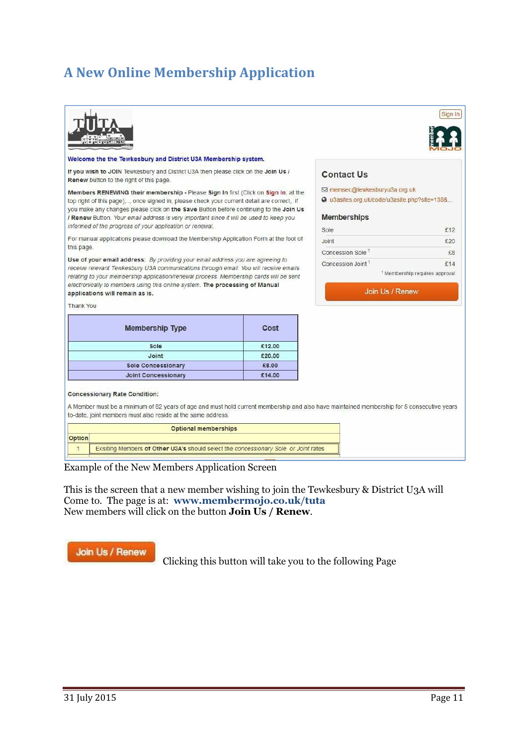# A New Online Membership Application

Sign In

**Welcome the the Tewkesbury and District U3A Membership system.**

**If you wish to JOIN** Tewkesbury and District U3A then please click on the **Join Us / Renew** button to the right of this page.

**Members RENEWING their membership -** Please **Sign In** first (Click on **Sign In**, at the top right of this page);.., once signed in, please check your current detail are correct, if you make any changes please click on **the Save** Button before continuing to the **Join Us / Renew** Button. *Your email address is very important since it will be used to keep you informed of the progress of your application or renewal.*

For manual applications please download the Membership Application Form at the foot of this page.

**Use of your email address:** *By providing your email address you are agreeing to receive relevant Tewkesbury U3A communications through email. You will receive emails relating to your membership application/renewal process. Membership cards will be sent electronically to members using this online system.* **The processing of Manual applications will remain as is.**

Thank You

| Membership Type | Cost |
|---|---|
| Sole | £12.00 |
| Joint | £20.00 |
| Sole Concessionary | £8.00 |
| Joint Concessionary | £14.00 |

**Contact Us**

memsec@tewkesburyu3a.org.uk

u3asites.org.uk/code/u3asite.php?site=138&...

**Memberships**

| | |
|---|---|
| Sole | £12 |
| Joint | £20 |
| Concession Sole [1] | £8 |
| Concession Joint [1] | £14 |

[1] Membership requires approval

Join Us / Renew

**Concessionary Rate Condition:**

A Member must be a minimum of 82 years of age and must hold current membership and also have maintained membership for 5 consecutive years to-date. joint members must also reside at the same address.

| Optional memberships | |
|---|---|
| Option | |
| 1 | Exisiting Members **of Other U3A's** should select the *concessionary Sole or Joint rates* |

Example of the New Members Application Screen

This is the screen that a new member wishing to join the Tewkesbury & District U3A will Come to. The page is at: **www.membermojo.co.uk/tuta**
New members will click on the button **Join Us / Renew**.

Join Us / Renew

Clicking this button will take you to the following Page

31 July 2015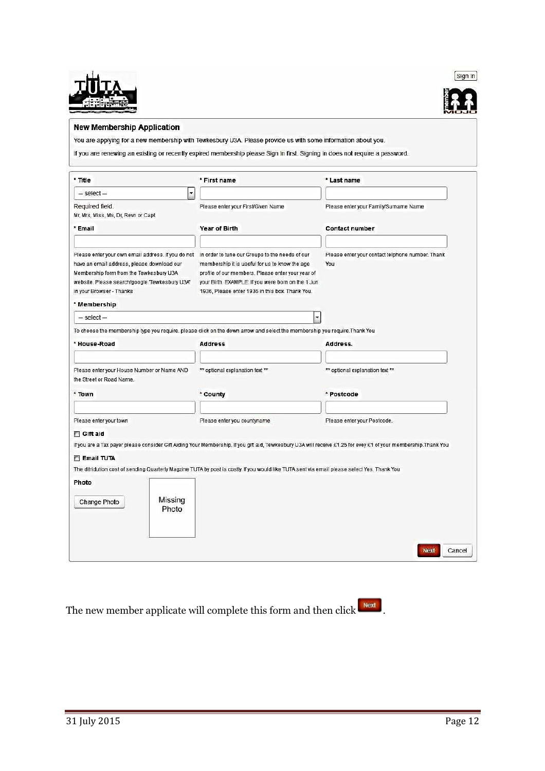Sign In

## New Membership Application

You are applying for a new membership with Tewkesbury U3A. Please provide us with some information about you.

If you are renewing an existing or recently expired membership please Sign In first. Signing in does not require a password.

**\* Title**

– select –

Required field.
Mr, Mrs, Miss, Ms, Dr, Revn or Capt

**\* First name**

Please enter your First/Given Name

**\* Last name**

Please enter your Family/Surname Name

**\* Email**

Please enter your own email address. If you do not have an email address, please download our Membership form from the Tewkesbury U3A website. Please search/google 'Tewkesbury U3A' in your Browser - Thanks

**Year of Birth**

In order to tune our Groups to the needs of our membership it is useful for us to know the age profile of our members. Please enter your year of your Birth. EXAMPLE: If you were born on the 1 Jun 1936, Please enter 1936 in this box. Thank You.

**Contact number**

Please enter your contact telphone number. Thank You

**\* Membership**

– select –

To choose the membership type you require, please click on the down arrow and select the membership you require.Thank You

**\* House-Road**

Please enter your House Number or Name AND the Street or Road Name.

**Address**

\*\* optional explanation text \*\*

**Address.**

\*\* optional explanation text \*\*

**\* Town**

Please enter your town

**\* County**

Please enter you countyname

**\* Postcode**

Please enter your Postcode.

☐ **Gift aid**

If you are a Tax payer please consider Gift Aiding Your Membership. If you gift aid, Tewkesbury U3A will receive £1.25 for evey £1 of your membership.Thank You

☐ **Email TUTA**

The ditridution cost of sending Quarterly Magzine TUTA by post is costly. If you would like TUTA sent via email please select Yes. Thank You

**Photo**

Change Photo | Missing Photo

Next | Cancel

The new member applicate will complete this form and then click Next.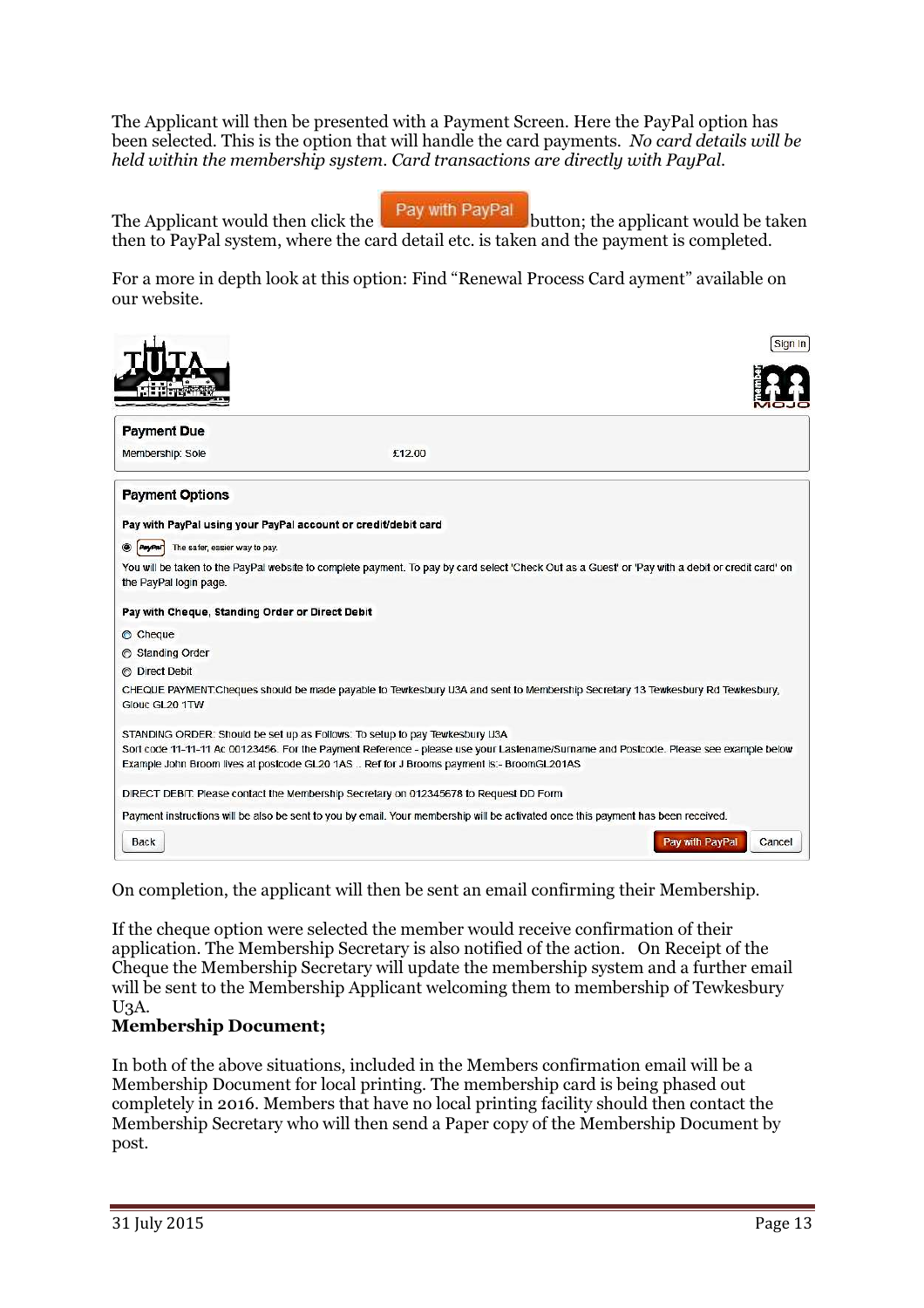The Applicant will then be presented with a Payment Screen. Here the PayPal option has been selected. This is the option that will handle the card payments. *No card details will be held within the membership system. Card transactions are directly with PayPal.*

The Applicant would then click the Pay with PayPal button; the applicant would be taken then to PayPal system, where the card detail etc. is taken and the payment is completed.

For a more in depth look at this option: Find "Renewal Process Card ayment" available on our website.

Sign In

**Payment Due**

Membership: Sole £12.00

**Payment Options**

**Pay with PayPal using your PayPal account or credit/debit card**

PayPal The safer, easier way to pay.

You will be taken to the PayPal website to complete payment. To pay by card select 'Check Out as a Guest' or 'Pay with a debit or credit card' on the PayPal login page.

**Pay with Cheque, Standing Order or Direct Debit**

- Cheque
- Standing Order
- Direct Debit

CHEQUE PAYMENT:Cheques should be made payable to Tewkesbury U3A and sent to Membership Secretary 13 Tewkesbury Rd Tewkesbury, Glouc GL20 1TW

STANDING ORDER: Should be set up as Follows: To setup to pay Tewkesbury U3A
Sort code 11-11-11 Ac 00123456. For the Payment Reference - please use your Lastename/Surname and Postcode. Please see example below
Example John Broom lives at postcode GL20 1AS .. Ref for J Brooms payment is:- BroomGL201AS

DIRECT DEBIT: Please contact the Membership Secretary on 012345678 to Request DD Form

Payment instructions will be also be sent to you by email. Your membership will be activated once this payment has been received.

Back | Pay with PayPal | Cancel

On completion, the applicant will then be sent an email confirming their Membership.

If the cheque option were selected the member would receive confirmation of their application. The Membership Secretary is also notified of the action. On Receipt of the Cheque the Membership Secretary will update the membership system and a further email will be sent to the Membership Applicant welcoming them to membership of Tewkesbury U3A.

**Membership Document;**

In both of the above situations, included in the Members confirmation email will be a Membership Document for local printing. The membership card is being phased out completely in 2016. Members that have no local printing facility should then contact the Membership Secretary who will then send a Paper copy of the Membership Document by post.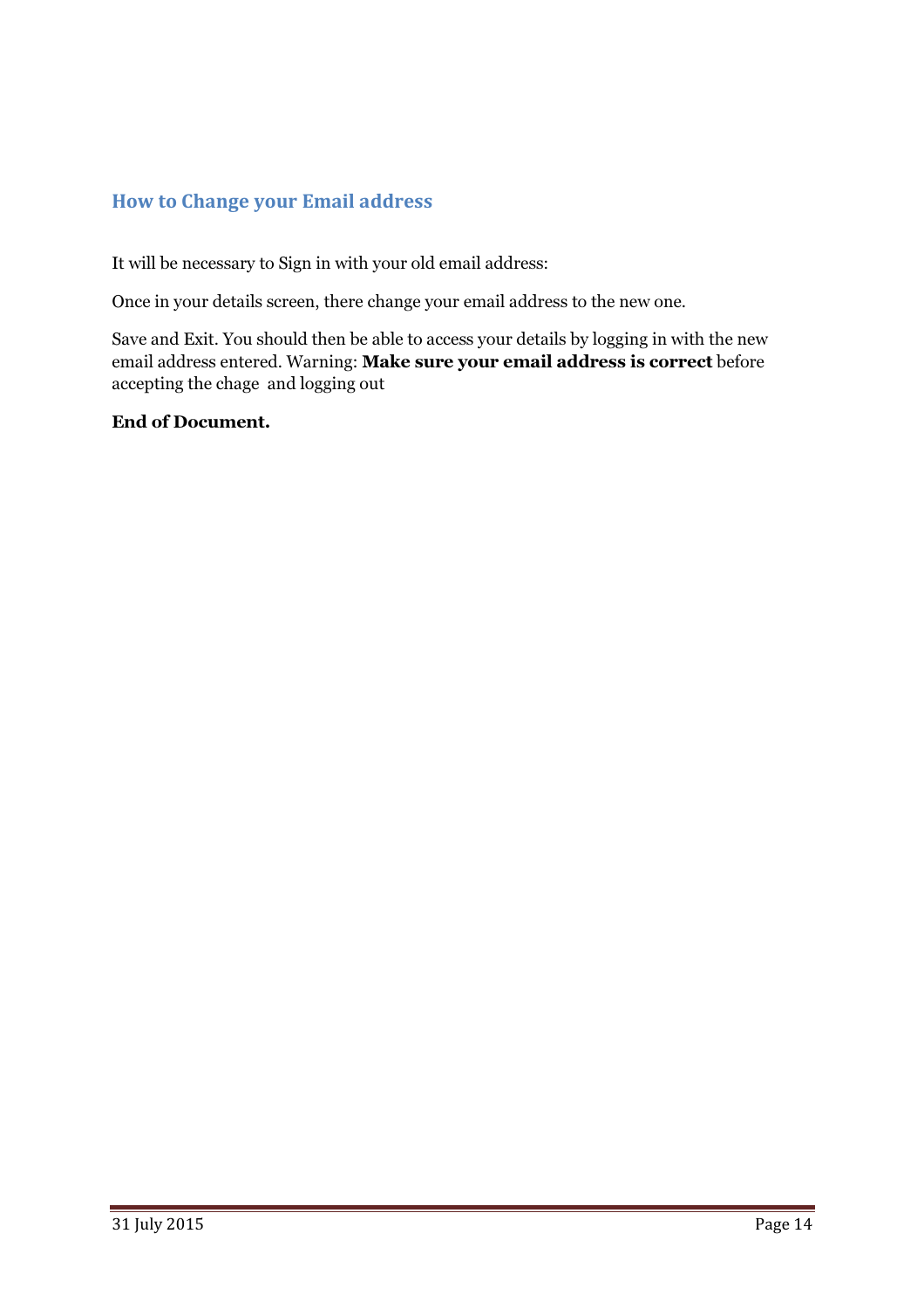## How to Change your Email address

It will be necessary to Sign in with your old email address:

Once in your details screen, there change your email address to the new one.

Save and Exit. You should then be able to access your details by logging in with the new email address entered. Warning: **Make sure your email address is correct** before accepting the chage and logging out

**End of Document.**